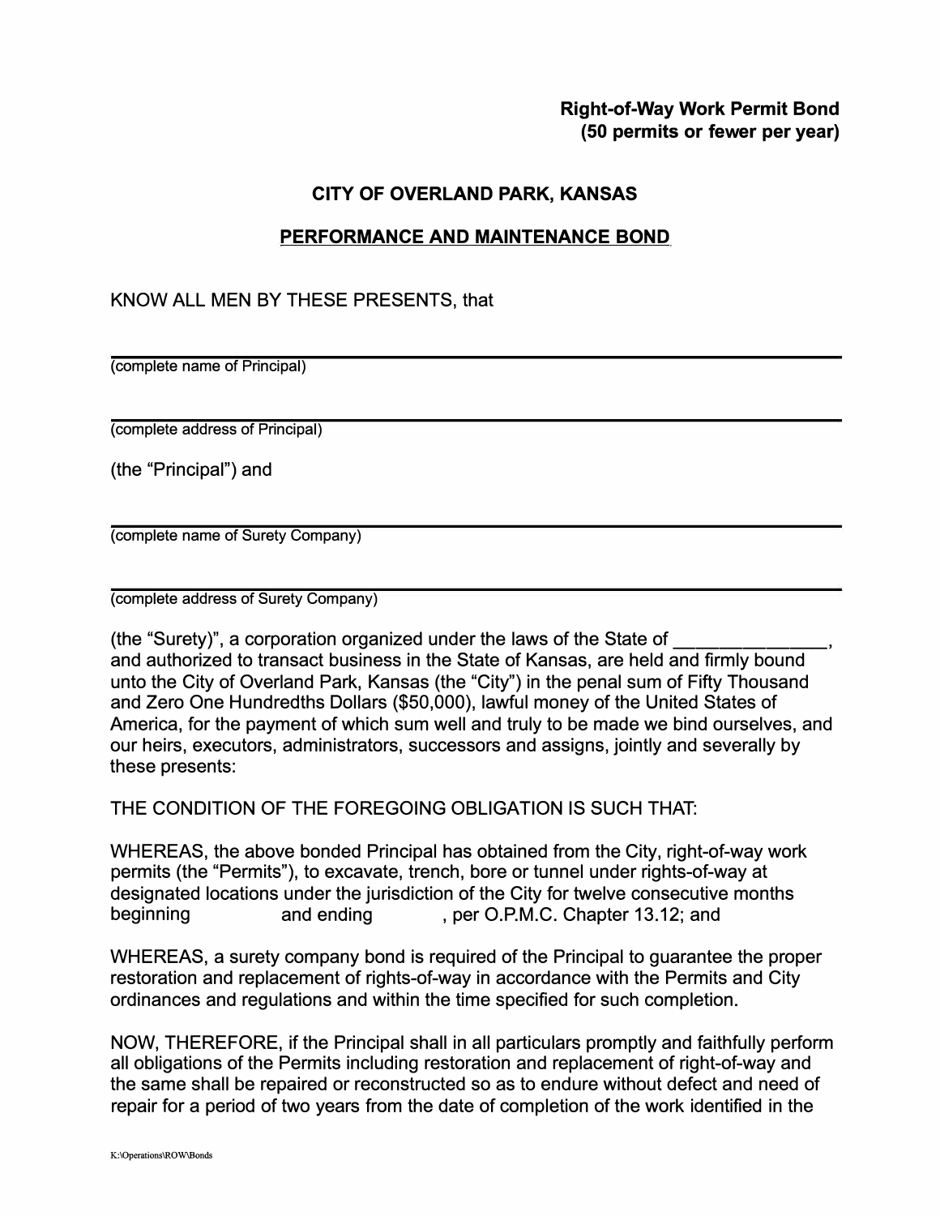**Right-of-Way Work Permit Bond**
**(50 permits or fewer per year)**

## CITY OF OVERLAND PARK, KANSAS

## PERFORMANCE AND MAINTENANCE BOND

KNOW ALL MEN BY THESE PRESENTS, that

\_\_\_\_\_\_\_\_\_\_\_\_\_\_\_\_\_\_\_\_\_\_\_\_\_\_\_\_\_\_\_\_\_\_\_\_\_\_\_\_\_\_\_\_\_\_\_\_\_\_\_\_\_\_\_\_\_\_\_\_\_\_\_\_
(complete name of Principal)

\_\_\_\_\_\_\_\_\_\_\_\_\_\_\_\_\_\_\_\_\_\_\_\_\_\_\_\_\_\_\_\_\_\_\_\_\_\_\_\_\_\_\_\_\_\_\_\_\_\_\_\_\_\_\_\_\_\_\_\_\_\_\_\_
(complete address of Principal)

(the "Principal") and

\_\_\_\_\_\_\_\_\_\_\_\_\_\_\_\_\_\_\_\_\_\_\_\_\_\_\_\_\_\_\_\_\_\_\_\_\_\_\_\_\_\_\_\_\_\_\_\_\_\_\_\_\_\_\_\_\_\_\_\_\_\_\_\_
(complete name of Surety Company)

\_\_\_\_\_\_\_\_\_\_\_\_\_\_\_\_\_\_\_\_\_\_\_\_\_\_\_\_\_\_\_\_\_\_\_\_\_\_\_\_\_\_\_\_\_\_\_\_\_\_\_\_\_\_\_\_\_\_\_\_\_\_\_\_
(complete address of Surety Company)

(the "Surety)", a corporation organized under the laws of the State of \_\_\_\_\_\_\_\_\_\_\_\_\_\_\_, and authorized to transact business in the State of Kansas, are held and firmly bound unto the City of Overland Park, Kansas (the "City") in the penal sum of Fifty Thousand and Zero One Hundredths Dollars ($50,000), lawful money of the United States of America, for the payment of which sum well and truly to be made we bind ourselves, and our heirs, executors, administrators, successors and assigns, jointly and severally by these presents:

THE CONDITION OF THE FOREGOING OBLIGATION IS SUCH THAT:

WHEREAS, the above bonded Principal has obtained from the City, right-of-way work permits (the "Permits"), to excavate, trench, bore or tunnel under rights-of-way at designated locations under the jurisdiction of the City for twelve consecutive months beginning                and ending           , per O.P.M.C. Chapter 13.12; and

WHEREAS, a surety company bond is required of the Principal to guarantee the proper restoration and replacement of rights-of-way in accordance with the Permits and City ordinances and regulations and within the time specified for such completion.

NOW, THEREFORE, if the Principal shall in all particulars promptly and faithfully perform all obligations of the Permits including restoration and replacement of right-of-way and the same shall be repaired or reconstructed so as to endure without defect and need of repair for a period of two years from the date of completion of the work identified in the

K:\Operations\ROW\Bonds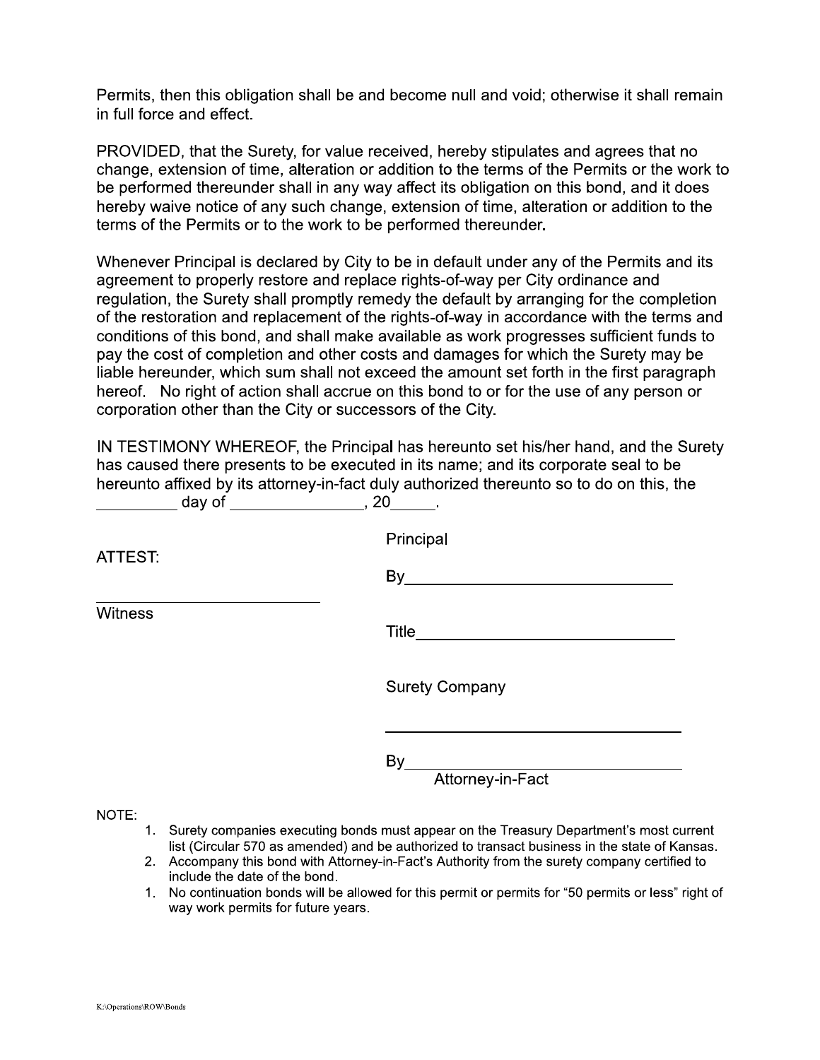Permits, then this obligation shall be and become null and void; otherwise it shall remain in full force and effect.

PROVIDED, that the Surety, for value received, hereby stipulates and agrees that no change, extension of time, alteration or addition to the terms of the Permits or the work to be performed thereunder shall in any way affect its obligation on this bond, and it does hereby waive notice of any such change, extension of time, alteration or addition to the terms of the Permits or to the work to be performed thereunder.

Whenever Principal is declared by City to be in default under any of the Permits and its agreement to properly restore and replace rights-of-way per City ordinance and regulation, the Surety shall promptly remedy the default by arranging for the completion of the restoration and replacement of the rights-of-way in accordance with the terms and conditions of this bond, and shall make available as work progresses sufficient funds to pay the cost of completion and other costs and damages for which the Surety may be liable hereunder, which sum shall not exceed the amount set forth in the first paragraph hereof. No right of action shall accrue on this bond to or for the use of any person or corporation other than the City or successors of the City.

IN TESTIMONY WHEREOF, the Principal has hereunto set his/her hand, and the Surety has caused there presents to be executed in its name; and its corporate seal to be hereunto affixed by its attorney-in-fact duly authorized thereunto so to do on this, the __________ day of ________________, 20______.

ATTEST:

____________________________
Witness

Principal

By________________________________

Title______________________________

Surety Company

__________________________________

By________________________________
Attorney-in-Fact

NOTE:

1. Surety companies executing bonds must appear on the Treasury Department's most current list (Circular 570 as amended) and be authorized to transact business in the state of Kansas.
2. Accompany this bond with Attorney-in-Fact's Authority from the surety company certified to include the date of the bond.
1. No continuation bonds will be allowed for this permit or permits for "50 permits or less" right of way work permits for future years.

K:\Operations\ROW\Bonds